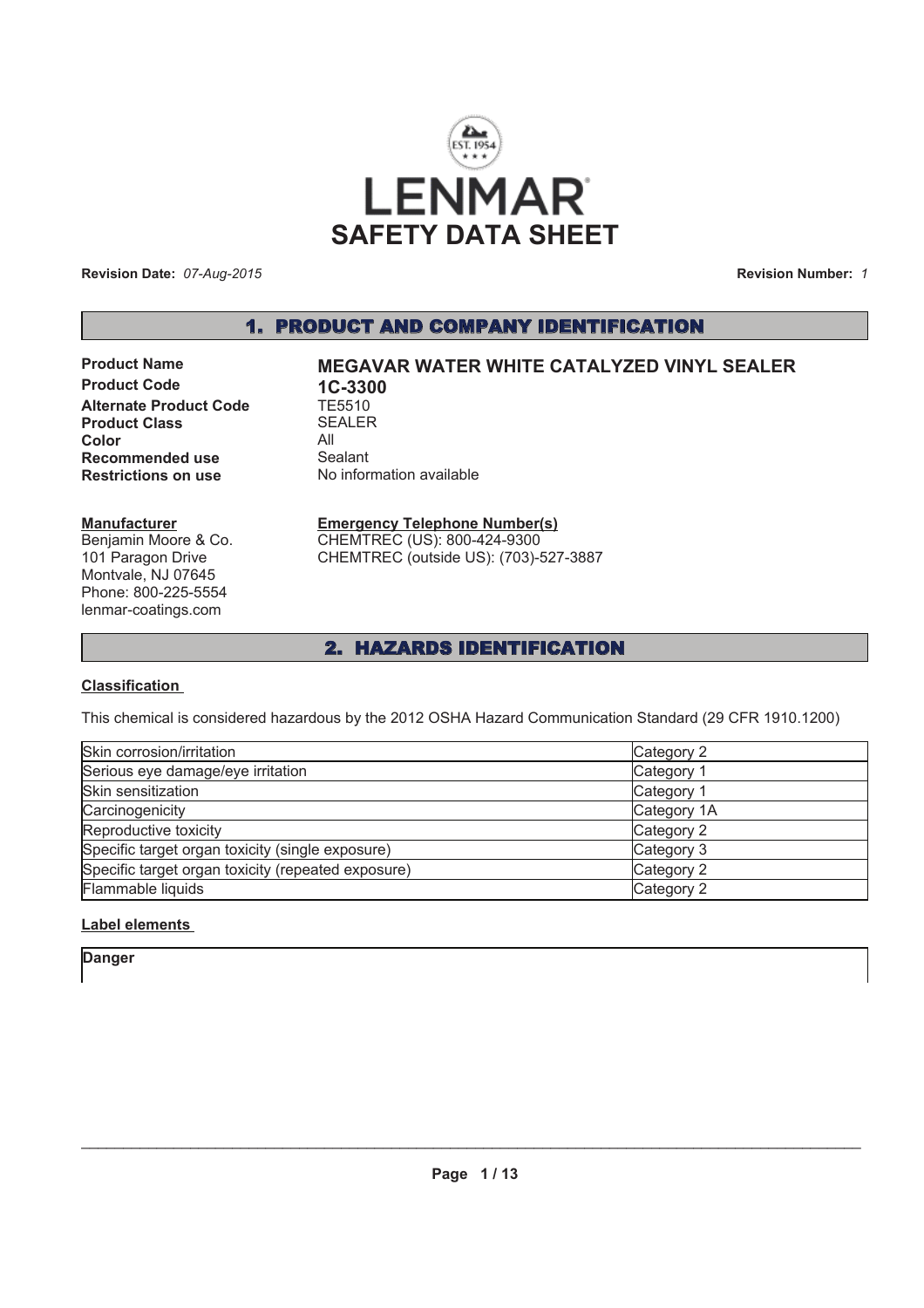# LENMAR

# SAFETY DATA SHEET

**Revision Date:** *07-Aug-2015*

**Revision Number:** *1*

## 1. PRODUCT AND COMPANY IDENTIFICATION

| | |
|---|---|
| **Product Name** | **MEGAVAR WATER WHITE CATALYZED VINYL SEALER** |
| **Product Code** | **1C-3300** |
| **Alternate Product Code** | TE5510 |
| **Product Class** | SEALER |
| **Color** | All |
| **Recommended use** | Sealant |
| **Restrictions on use** | No information available |

**Manufacturer**
Benjamin Moore & Co.
101 Paragon Drive
Montvale, NJ 07645
Phone: 800-225-5554
lenmar-coatings.com

**Emergency Telephone Number(s)**
CHEMTREC (US): 800-424-9300
CHEMTREC (outside US): (703)-527-3887

## 2. HAZARDS IDENTIFICATION

**Classification**

This chemical is considered hazardous by the 2012 OSHA Hazard Communication Standard (29 CFR 1910.1200)

| | |
|---|---|
| Skin corrosion/irritation | Category 2 |
| Serious eye damage/eye irritation | Category 1 |
| Skin sensitization | Category 1 |
| Carcinogenicity | Category 1A |
| Reproductive toxicity | Category 2 |
| Specific target organ toxicity (single exposure) | Category 3 |
| Specific target organ toxicity (repeated exposure) | Category 2 |
| Flammable liquids | Category 2 |

**Label elements**

**Danger**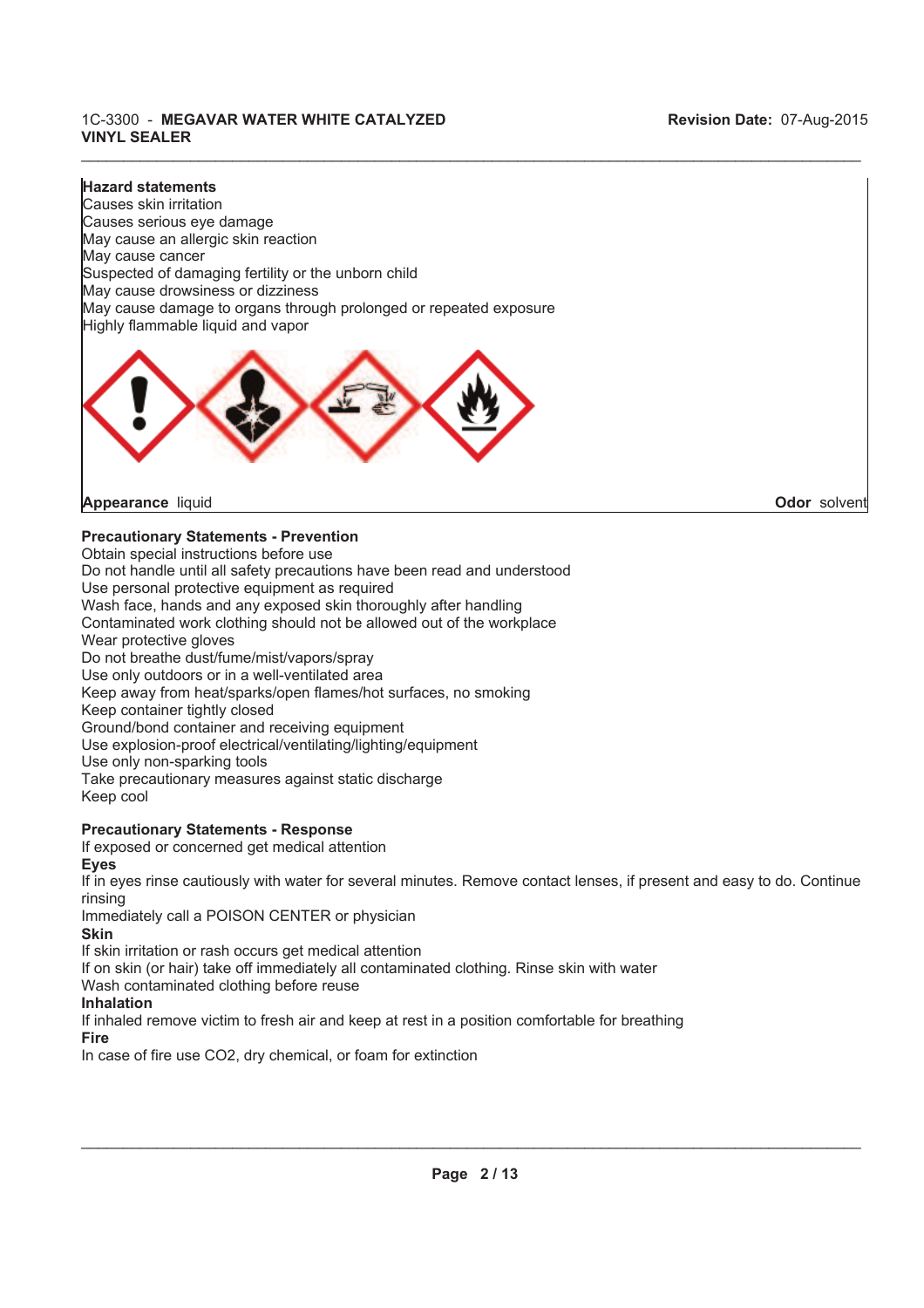**Hazard statements**
Causes skin irritation
Causes serious eye damage
May cause an allergic skin reaction
May cause cancer
Suspected of damaging fertility or the unborn child
May cause drowsiness or dizziness
May cause damage to organs through prolonged or repeated exposure
Highly flammable liquid and vapor

**Appearance** liquid

**Odor** solvent

**Precautionary Statements - Prevention**
Obtain special instructions before use
Do not handle until all safety precautions have been read and understood
Use personal protective equipment as required
Wash face, hands and any exposed skin thoroughly after handling
Contaminated work clothing should not be allowed out of the workplace
Wear protective gloves
Do not breathe dust/fume/mist/vapors/spray
Use only outdoors or in a well-ventilated area
Keep away from heat/sparks/open flames/hot surfaces, no smoking
Keep container tightly closed
Ground/bond container and receiving equipment
Use explosion-proof electrical/ventilating/lighting/equipment
Use only non-sparking tools
Take precautionary measures against static discharge
Keep cool

**Precautionary Statements - Response**
If exposed or concerned get medical attention

**Eyes**
If in eyes rinse cautiously with water for several minutes. Remove contact lenses, if present and easy to do. Continue rinsing
Immediately call a POISON CENTER or physician

**Skin**
If skin irritation or rash occurs get medical attention
If on skin (or hair) take off immediately all contaminated clothing. Rinse skin with water
Wash contaminated clothing before reuse

**Inhalation**
If inhaled remove victim to fresh air and keep at rest in a position comfortable for breathing

**Fire**
In case of fire use $CO_2$, dry chemical, or foam for extinction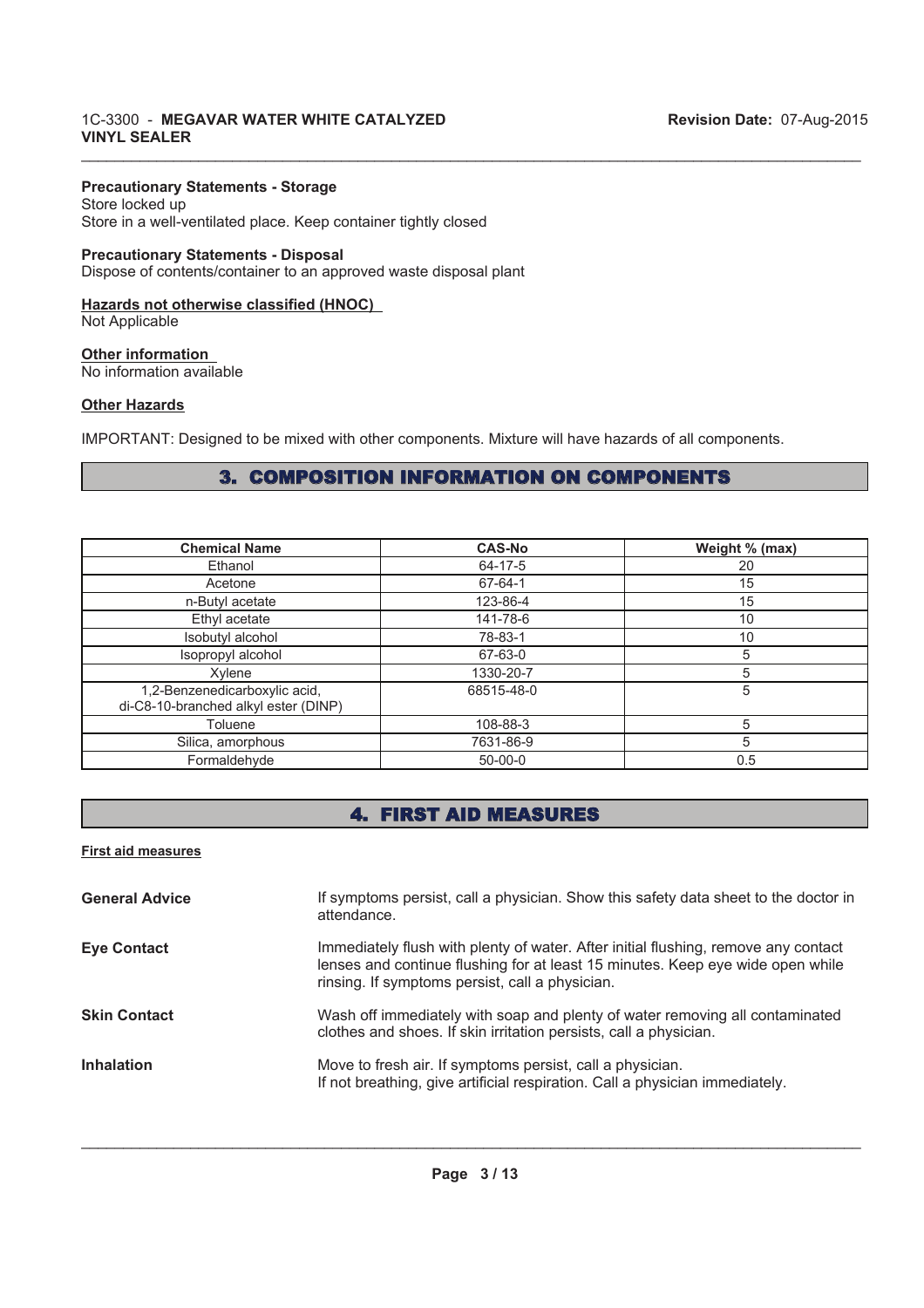**Precautionary Statements - Storage**
Store locked up
Store in a well-ventilated place. Keep container tightly closed

**Precautionary Statements - Disposal**
Dispose of contents/container to an approved waste disposal plant

**Hazards not otherwise classified (HNOC)**
Not Applicable

**Other information**
No information available

**Other Hazards**

IMPORTANT: Designed to be mixed with other components. Mixture will have hazards of all components.

## 3. COMPOSITION INFORMATION ON COMPONENTS

| Chemical Name | CAS-No | Weight % (max) |
|---|---|---|
| Ethanol | 64-17-5 | 20 |
| Acetone | 67-64-1 | 15 |
| n-Butyl acetate | 123-86-4 | 15 |
| Ethyl acetate | 141-78-6 | 10 |
| Isobutyl alcohol | 78-83-1 | 10 |
| Isopropyl alcohol | 67-63-0 | 5 |
| Xylene | 1330-20-7 | 5 |
| 1,2-Benzenedicarboxylic acid, di-C8-10-branched alkyl ester (DINP) | 68515-48-0 | 5 |
| Toluene | 108-88-3 | 5 |
| Silica, amorphous | 7631-86-9 | 5 |
| Formaldehyde | 50-00-0 | 0.5 |

## 4. FIRST AID MEASURES

**First aid measures**

**General Advice**
If symptoms persist, call a physician. Show this safety data sheet to the doctor in attendance.

**Eye Contact**
Immediately flush with plenty of water. After initial flushing, remove any contact lenses and continue flushing for at least 15 minutes. Keep eye wide open while rinsing. If symptoms persist, call a physician.

**Skin Contact**
Wash off immediately with soap and plenty of water removing all contaminated clothes and shoes. If skin irritation persists, call a physician.

**Inhalation**
Move to fresh air. If symptoms persist, call a physician.
If not breathing, give artificial respiration. Call a physician immediately.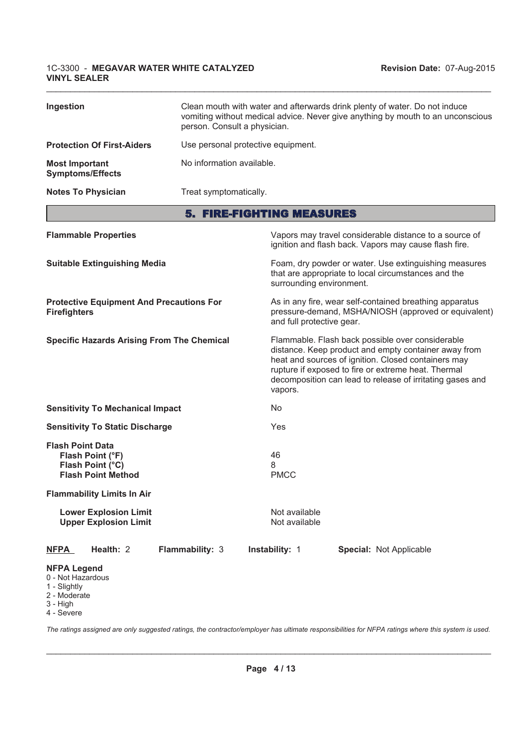**Ingestion** Clean mouth with water and afterwards drink plenty of water. Do not induce vomiting without medical advice. Never give anything by mouth to an unconscious person. Consult a physician.

**Protection Of First-Aiders** Use personal protective equipment.

**Most Important Symptoms/Effects** No information available.

**Notes To Physician** Treat symptomatically.

## 5. FIRE-FIGHTING MEASURES

**Flammable Properties** Vapors may travel considerable distance to a source of ignition and flash back. Vapors may cause flash fire.

**Suitable Extinguishing Media** Foam, dry powder or water. Use extinguishing measures that are appropriate to local circumstances and the surrounding environment.

**Protective Equipment And Precautions For Firefighters** As in any fire, wear self-contained breathing apparatus pressure-demand, MSHA/NIOSH (approved or equivalent) and full protective gear.

**Specific Hazards Arising From The Chemical** Flammable. Flash back possible over considerable distance. Keep product and empty container away from heat and sources of ignition. Closed containers may rupture if exposed to fire or extreme heat. Thermal decomposition can lead to release of irritating gases and vapors.

**Sensitivity To Mechanical Impact** No

**Sensitivity To Static Discharge** Yes

**Flash Point Data**
**Flash Point (°F)** 46
**Flash Point (°C)** 8
**Flash Point Method** PMCC

**Flammability Limits In Air**

**Lower Explosion Limit** Not available
**Upper Explosion Limit** Not available

**NFPA** **Health:** 2 **Flammability:** 3 **Instability:** 1 **Special:** Not Applicable

**NFPA Legend**
0 - Not Hazardous
1 - Slightly
2 - Moderate
3 - High
4 - Severe

*The ratings assigned are only suggested ratings, the contractor/employer has ultimate responsibilities for NFPA ratings where this system is used.*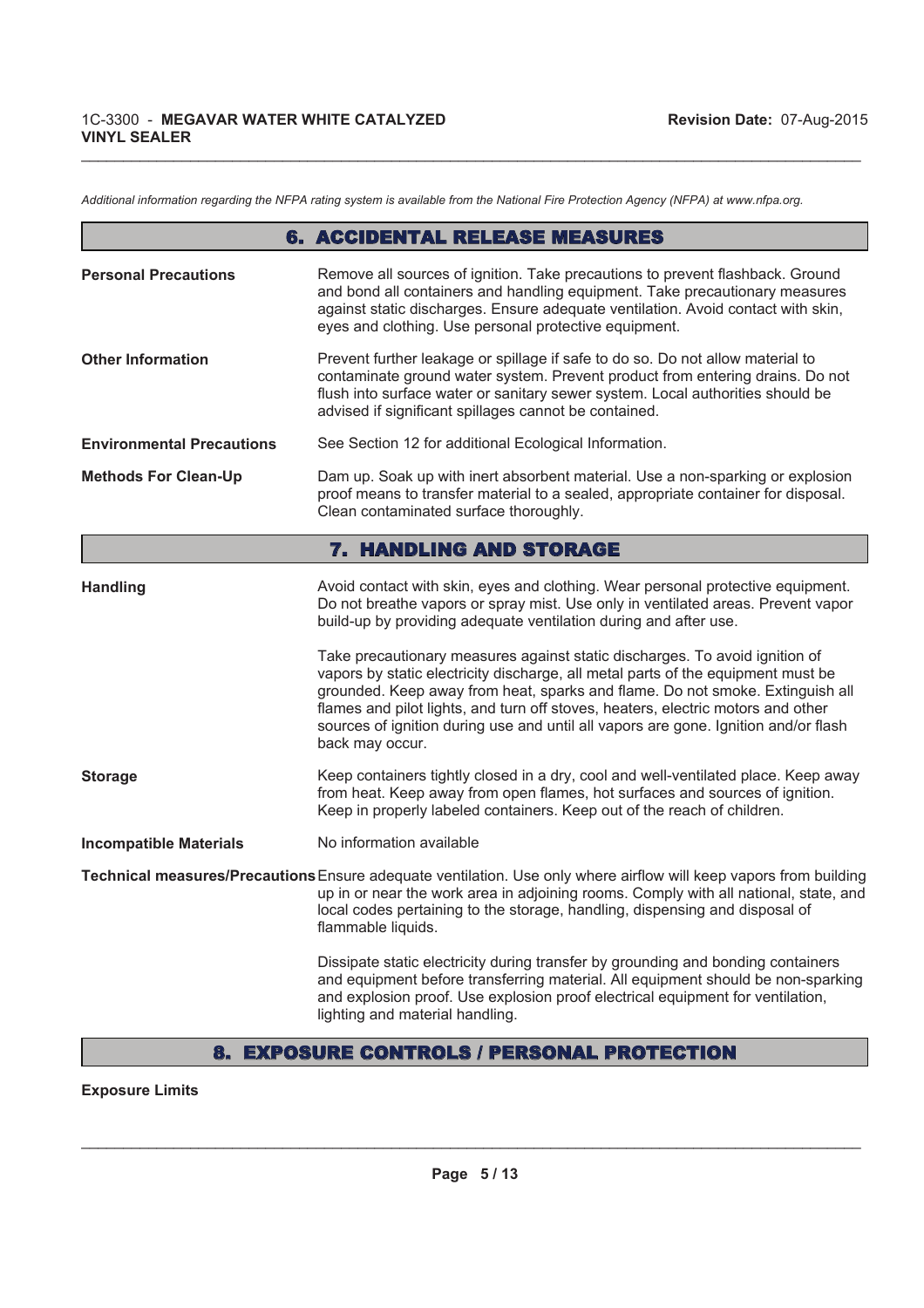*Additional information regarding the NFPA rating system is available from the National Fire Protection Agency (NFPA) at www.nfpa.org.*

## 6. ACCIDENTAL RELEASE MEASURES

**Personal Precautions** — Remove all sources of ignition. Take precautions to prevent flashback. Ground and bond all containers and handling equipment. Take precautionary measures against static discharges. Ensure adequate ventilation. Avoid contact with skin, eyes and clothing. Use personal protective equipment.

**Other Information** — Prevent further leakage or spillage if safe to do so. Do not allow material to contaminate ground water system. Prevent product from entering drains. Do not flush into surface water or sanitary sewer system. Local authorities should be advised if significant spillages cannot be contained.

**Environmental Precautions** — See Section 12 for additional Ecological Information.

**Methods For Clean-Up** — Dam up. Soak up with inert absorbent material. Use a non-sparking or explosion proof means to transfer material to a sealed, appropriate container for disposal. Clean contaminated surface thoroughly.

## 7. HANDLING AND STORAGE

**Handling** — Avoid contact with skin, eyes and clothing. Wear personal protective equipment. Do not breathe vapors or spray mist. Use only in ventilated areas. Prevent vapor build-up by providing adequate ventilation during and after use.

Take precautionary measures against static discharges. To avoid ignition of vapors by static electricity discharge, all metal parts of the equipment must be grounded. Keep away from heat, sparks and flame. Do not smoke. Extinguish all flames and pilot lights, and turn off stoves, heaters, electric motors and other sources of ignition during use and until all vapors are gone. Ignition and/or flash back may occur.

**Storage** — Keep containers tightly closed in a dry, cool and well-ventilated place. Keep away from heat. Keep away from open flames, hot surfaces and sources of ignition. Keep in properly labeled containers. Keep out of the reach of children.

**Incompatible Materials** — No information available

**Technical measures/Precautions** — Ensure adequate ventilation. Use only where airflow will keep vapors from building up in or near the work area in adjoining rooms. Comply with all national, state, and local codes pertaining to the storage, handling, dispensing and disposal of flammable liquids.

Dissipate static electricity during transfer by grounding and bonding containers and equipment before transferring material. All equipment should be non-sparking and explosion proof. Use explosion proof electrical equipment for ventilation, lighting and material handling.

## 8. EXPOSURE CONTROLS / PERSONAL PROTECTION

**Exposure Limits**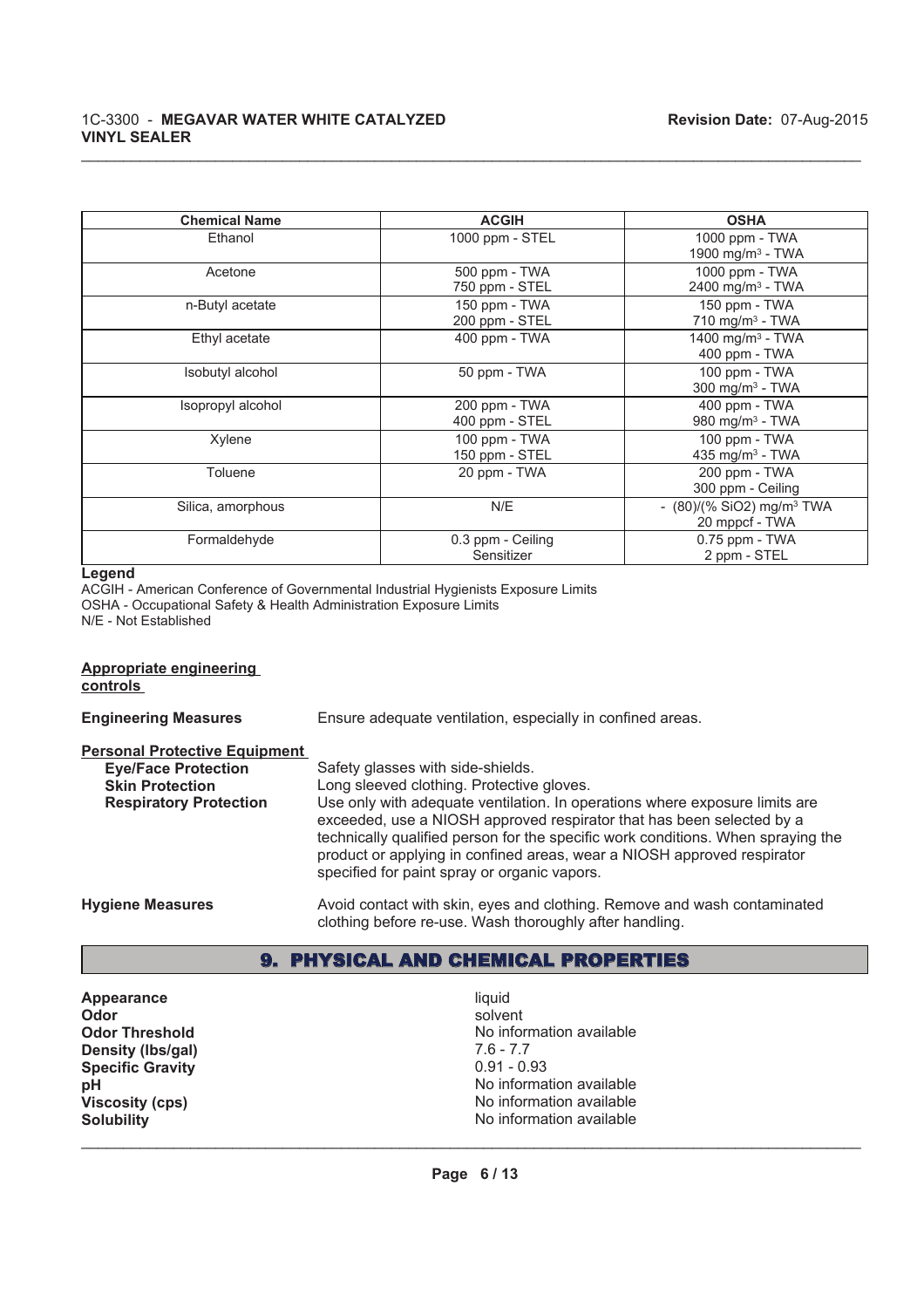| Chemical Name | ACGIH | OSHA |
|---|---|---|
| Ethanol | 1000 ppm - STEL | 1000 ppm - TWA<br>1900 mg/m³ - TWA |
| Acetone | 500 ppm - TWA<br>750 ppm - STEL | 1000 ppm - TWA<br>2400 mg/m³ - TWA |
| n-Butyl acetate | 150 ppm - TWA<br>200 ppm - STEL | 150 ppm - TWA<br>710 mg/m³ - TWA |
| Ethyl acetate | 400 ppm - TWA | 1400 mg/m³ - TWA<br>400 ppm - TWA |
| Isobutyl alcohol | 50 ppm - TWA | 100 ppm - TWA<br>300 mg/m³ - TWA |
| Isopropyl alcohol | 200 ppm - TWA<br>400 ppm - STEL | 400 ppm - TWA<br>980 mg/m³ - TWA |
| Xylene | 100 ppm - TWA<br>150 ppm - STEL | 100 ppm - TWA<br>435 mg/m³ - TWA |
| Toluene | 20 ppm - TWA | 200 ppm - TWA<br>300 ppm - Ceiling |
| Silica, amorphous | N/E | - (80)/(% SiO2) mg/m³ TWA<br>20 mppcf - TWA |
| Formaldehyde | 0.3 ppm - Ceiling<br>Sensitizer | 0.75 ppm - TWA<br>2 ppm - STEL |

**Legend**

ACGIH - American Conference of Governmental Industrial Hygienists Exposure Limits
OSHA - Occupational Safety & Health Administration Exposure Limits
N/E - Not Established

**Appropriate engineering controls**

**Engineering Measures** Ensure adequate ventilation, especially in confined areas.

**Personal Protective Equipment**

**Eye/Face Protection** Safety glasses with side-shields.

**Skin Protection** Long sleeved clothing. Protective gloves.

**Respiratory Protection** Use only with adequate ventilation. In operations where exposure limits are exceeded, use a NIOSH approved respirator that has been selected by a technically qualified person for the specific work conditions. When spraying the product or applying in confined areas, wear a NIOSH approved respirator specified for paint spray or organic vapors.

**Hygiene Measures** Avoid contact with skin, eyes and clothing. Remove and wash contaminated clothing before re-use. Wash thoroughly after handling.

## 9. PHYSICAL AND CHEMICAL PROPERTIES

| | |
|---|---|
| **Appearance** | liquid |
| **Odor** | solvent |
| **Odor Threshold** | No information available |
| **Density (lbs/gal)** | 7.6 - 7.7 |
| **Specific Gravity** | 0.91 - 0.93 |
| **pH** | No information available |
| **Viscosity (cps)** | No information available |
| **Solubility** | No information available |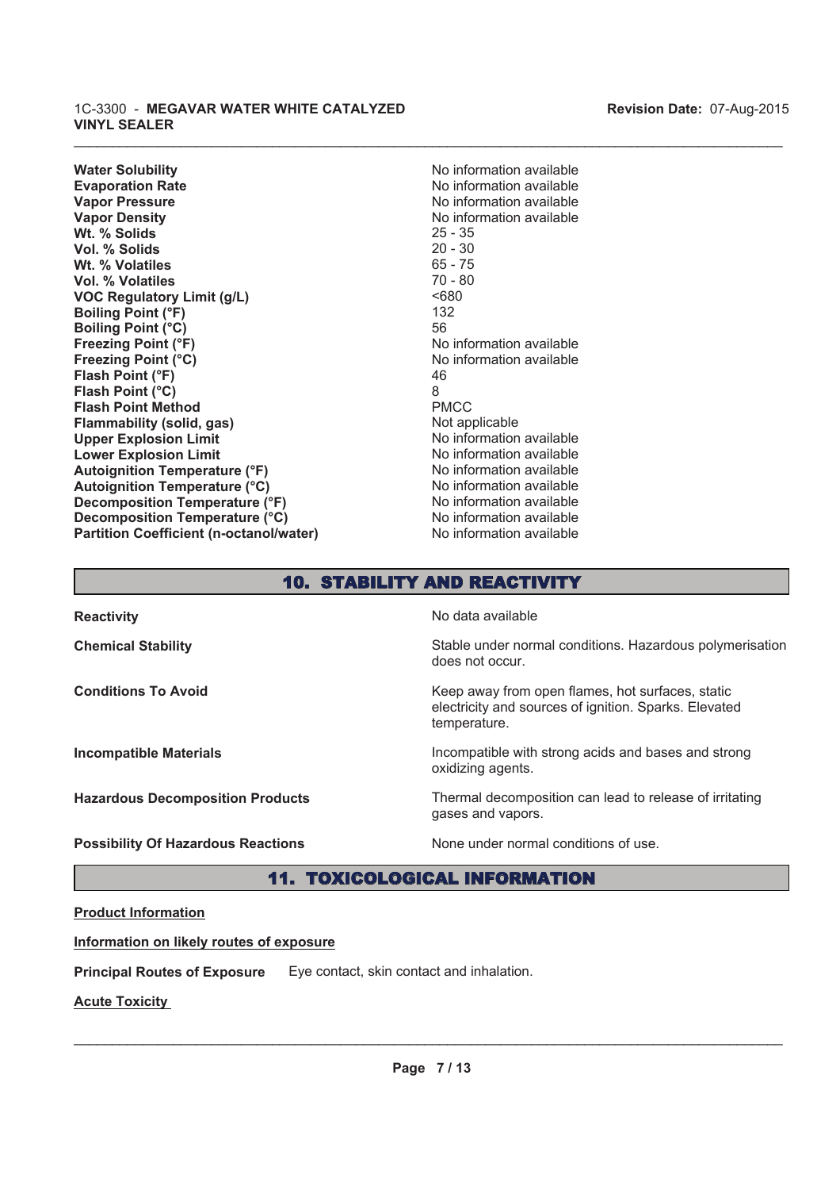| | |
|---|---|
| **Water Solubility** | No information available |
| **Evaporation Rate** | No information available |
| **Vapor Pressure** | No information available |
| **Vapor Density** | No information available |
| **Wt. % Solids** | 25 - 35 |
| **Vol. % Solids** | 20 - 30 |
| **Wt. % Volatiles** | 65 - 75 |
| **Vol. % Volatiles** | 70 - 80 |
| **VOC Regulatory Limit (g/L)** | <680 |
| **Boiling Point (°F)** | 132 |
| **Boiling Point (°C)** | 56 |
| **Freezing Point (°F)** | No information available |
| **Freezing Point (°C)** | No information available |
| **Flash Point (°F)** | 46 |
| **Flash Point (°C)** | 8 |
| **Flash Point Method** | PMCC |
| **Flammability (solid, gas)** | Not applicable |
| **Upper Explosion Limit** | No information available |
| **Lower Explosion Limit** | No information available |
| **Autoignition Temperature (°F)** | No information available |
| **Autoignition Temperature (°C)** | No information available |
| **Decomposition Temperature (°F)** | No information available |
| **Decomposition Temperature (°C)** | No information available |
| **Partition Coefficient (n-octanol/water)** | No information available |

## 10. STABILITY AND REACTIVITY

| | |
|---|---|
| **Reactivity** | No data available |
| **Chemical Stability** | Stable under normal conditions. Hazardous polymerisation does not occur. |
| **Conditions To Avoid** | Keep away from open flames, hot surfaces, static electricity and sources of ignition. Sparks. Elevated temperature. |
| **Incompatible Materials** | Incompatible with strong acids and bases and strong oxidizing agents. |
| **Hazardous Decomposition Products** | Thermal decomposition can lead to release of irritating gases and vapors. |
| **Possibility Of Hazardous Reactions** | None under normal conditions of use. |

## 11. TOXICOLOGICAL INFORMATION

**Product Information**

**Information on likely routes of exposure**

**Principal Routes of Exposure** Eye contact, skin contact and inhalation.

**Acute Toxicity**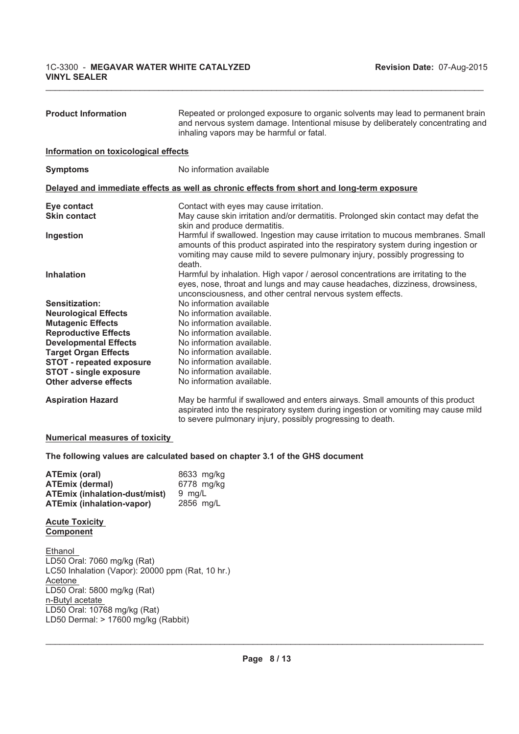| | |
|---|---|
| **Product Information** | Repeated or prolonged exposure to organic solvents may lead to permanent brain and nervous system damage. Intentional misuse by deliberately concentrating and inhaling vapors may be harmful or fatal. |

**Information on toxicological effects**

| | |
|---|---|
| **Symptoms** | No information available |

**Delayed and immediate effects as well as chronic effects from short and long-term exposure**

| | |
|---|---|
| **Eye contact** | Contact with eyes may cause irritation. |
| **Skin contact** | May cause skin irritation and/or dermatitis. Prolonged skin contact may defat the skin and produce dermatitis. |
| **Ingestion** | Harmful if swallowed. Ingestion may cause irritation to mucous membranes. Small amounts of this product aspirated into the respiratory system during ingestion or vomiting may cause mild to severe pulmonary injury, possibly progressing to death. |
| **Inhalation** | Harmful by inhalation. High vapor / aerosol concentrations are irritating to the eyes, nose, throat and lungs and may cause headaches, dizziness, drowsiness, unconsciousness, and other central nervous system effects. |
| **Sensitization:** | No information available |
| **Neurological Effects** | No information available. |
| **Mutagenic Effects** | No information available. |
| **Reproductive Effects** | No information available. |
| **Developmental Effects** | No information available. |
| **Target Organ Effects** | No information available. |
| **STOT - repeated exposure** | No information available. |
| **STOT - single exposure** | No information available. |
| **Other adverse effects** | No information available. |
| **Aspiration Hazard** | May be harmful if swallowed and enters airways. Small amounts of this product aspirated into the respiratory system during ingestion or vomiting may cause mild to severe pulmonary injury, possibly progressing to death. |

**Numerical measures of toxicity**

**The following values are calculated based on chapter 3.1 of the GHS document**

| | |
|---|---|
| **ATEmix (oral)** | 8633 mg/kg |
| **ATEmix (dermal)** | 6778 mg/kg |
| **ATEmix (inhalation-dust/mist)** | 9 mg/L |
| **ATEmix (inhalation-vapor)** | 2856 mg/L |

**Acute Toxicity**
**Component**

Ethanol
LD50 Oral: 7060 mg/kg (Rat)
LC50 Inhalation (Vapor): 20000 ppm (Rat, 10 hr.)
Acetone
LD50 Oral: 5800 mg/kg (Rat)
n-Butyl acetate
LD50 Oral: 10768 mg/kg (Rat)
LD50 Dermal: > 17600 mg/kg (Rabbit)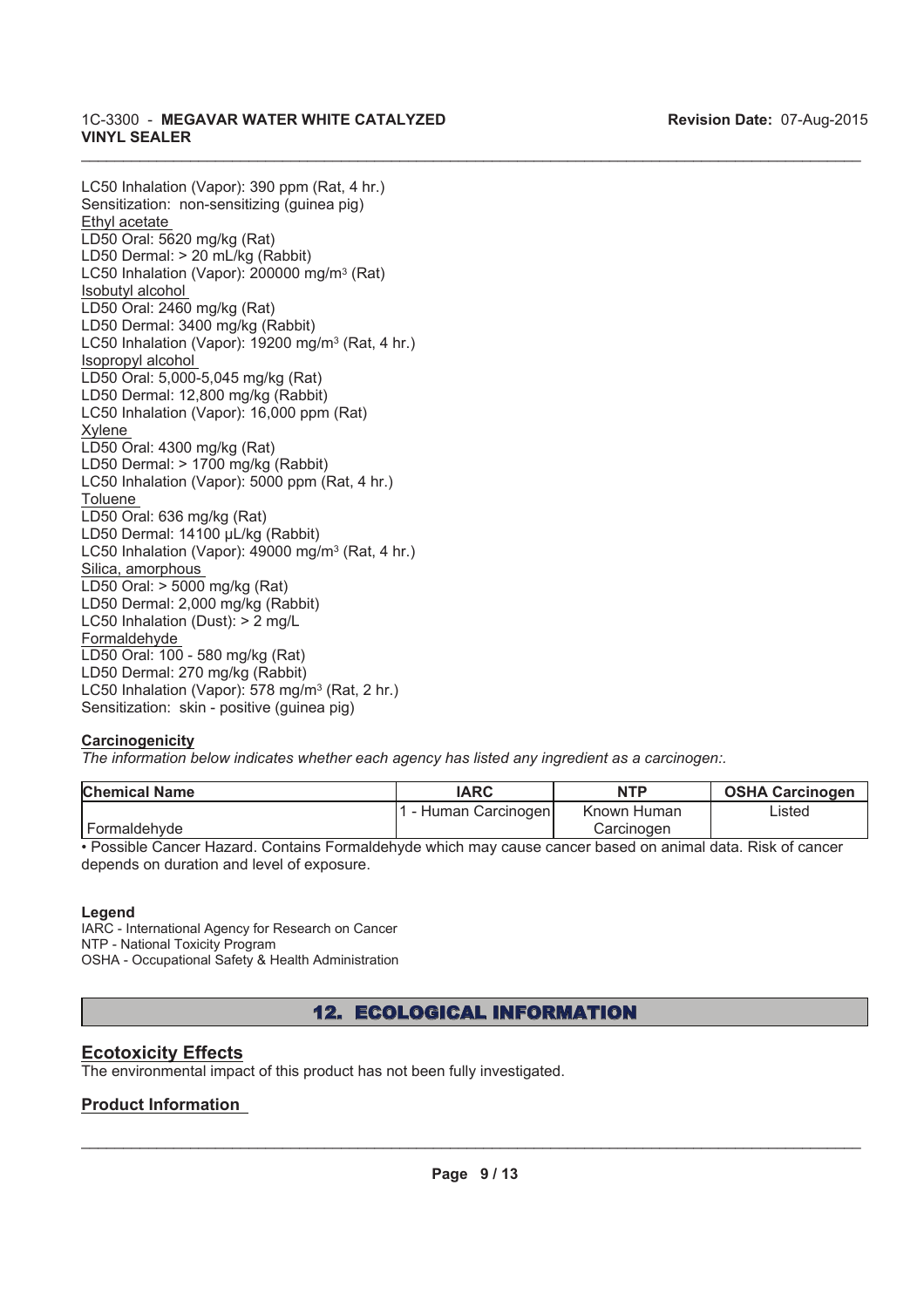LC50 Inhalation (Vapor): 390 ppm (Rat, 4 hr.)
Sensitization: non-sensitizing (guinea pig)

Ethyl acetate
LD50 Oral: 5620 mg/kg (Rat)
LD50 Dermal: > 20 mL/kg (Rabbit)
LC50 Inhalation (Vapor): 200000 mg/m$^3$ (Rat)

Isobutyl alcohol
LD50 Oral: 2460 mg/kg (Rat)
LD50 Dermal: 3400 mg/kg (Rabbit)
LC50 Inhalation (Vapor): 19200 mg/m$^3$ (Rat, 4 hr.)

Isopropyl alcohol
LD50 Oral: 5,000-5,045 mg/kg (Rat)
LD50 Dermal: 12,800 mg/kg (Rabbit)
LC50 Inhalation (Vapor): 16,000 ppm (Rat)

Xylene
LD50 Oral: 4300 mg/kg (Rat)
LD50 Dermal: > 1700 mg/kg (Rabbit)
LC50 Inhalation (Vapor): 5000 ppm (Rat, 4 hr.)

Toluene
LD50 Oral: 636 mg/kg (Rat)
LD50 Dermal: 14100 μL/kg (Rabbit)
LC50 Inhalation (Vapor): 49000 mg/m$^3$ (Rat, 4 hr.)

Silica, amorphous
LD50 Oral: > 5000 mg/kg (Rat)
LD50 Dermal: 2,000 mg/kg (Rabbit)
LC50 Inhalation (Dust): > 2 mg/L

Formaldehyde
LD50 Oral: 100 - 580 mg/kg (Rat)
LD50 Dermal: 270 mg/kg (Rabbit)
LC50 Inhalation (Vapor): 578 mg/m$^3$ (Rat, 2 hr.)
Sensitization: skin - positive (guinea pig)

**Carcinogenicity**

*The information below indicates whether each agency has listed any ingredient as a carcinogen:.*

| Chemical Name | IARC | NTP | OSHA Carcinogen |
|---|---|---|---|
| Formaldehyde | 1 - Human Carcinogen | Known Human Carcinogen | Listed |

• Possible Cancer Hazard. Contains Formaldehyde which may cause cancer based on animal data. Risk of cancer depends on duration and level of exposure.

**Legend**
IARC - International Agency for Research on Cancer
NTP - National Toxicity Program
OSHA - Occupational Safety & Health Administration

## 12. ECOLOGICAL INFORMATION

### Ecotoxicity Effects

The environmental impact of this product has not been fully investigated.

### Product Information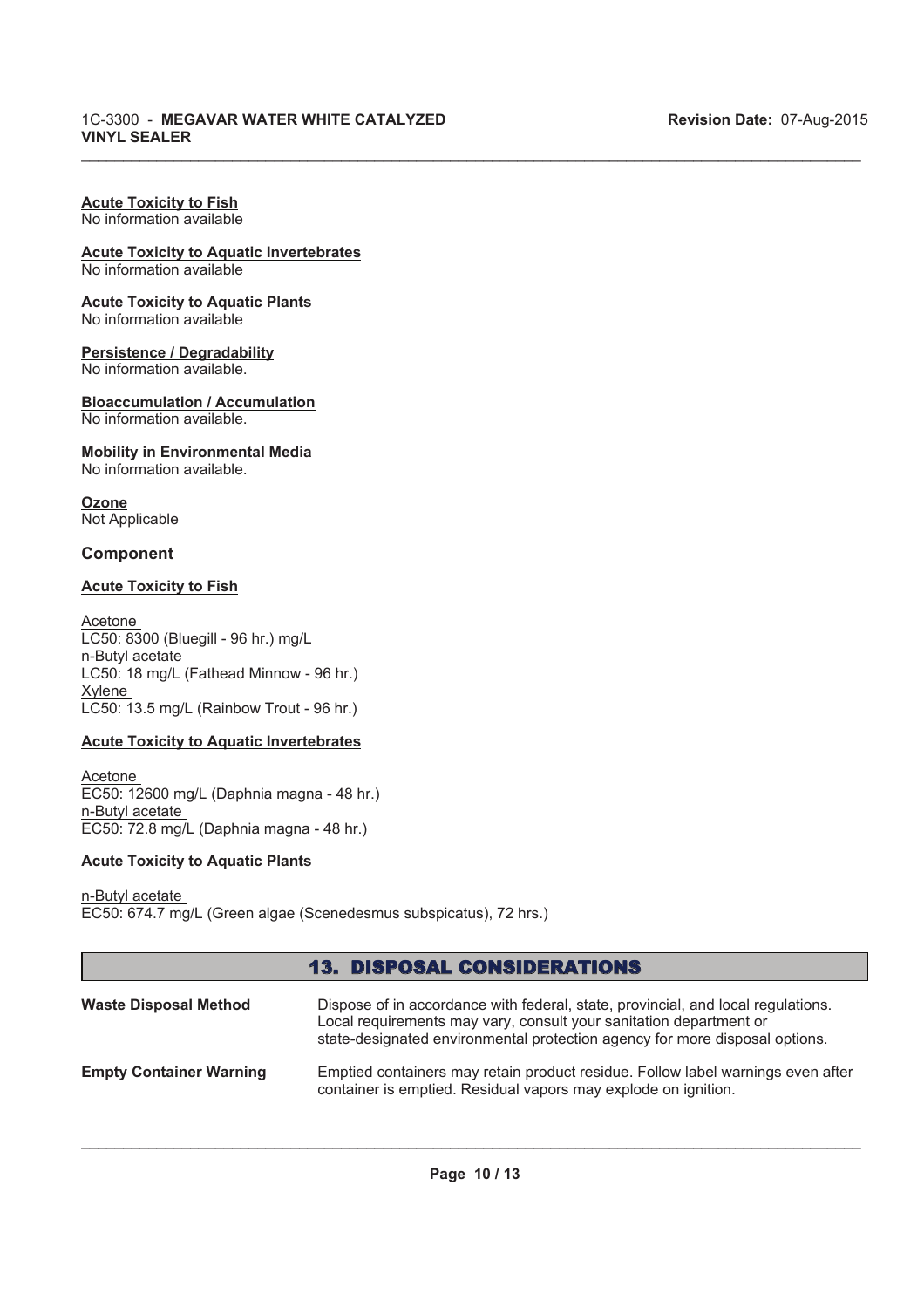**Acute Toxicity to Fish**
No information available

**Acute Toxicity to Aquatic Invertebrates**
No information available

**Acute Toxicity to Aquatic Plants**
No information available

**Persistence / Degradability**
No information available.

**Bioaccumulation / Accumulation**
No information available.

**Mobility in Environmental Media**
No information available.

**Ozone**
Not Applicable

### Component

**Acute Toxicity to Fish**

Acetone
LC50: 8300 (Bluegill - 96 hr.) mg/L
n-Butyl acetate
LC50: 18 mg/L (Fathead Minnow - 96 hr.)
Xylene
LC50: 13.5 mg/L (Rainbow Trout - 96 hr.)

**Acute Toxicity to Aquatic Invertebrates**

Acetone
EC50: 12600 mg/L (Daphnia magna - 48 hr.)
n-Butyl acetate
EC50: 72.8 mg/L (Daphnia magna - 48 hr.)

**Acute Toxicity to Aquatic Plants**

n-Butyl acetate
EC50: 674.7 mg/L (Green algae (Scenedesmus subspicatus), 72 hrs.)

## 13. DISPOSAL CONSIDERATIONS

**Waste Disposal Method**: Dispose of in accordance with federal, state, provincial, and local regulations. Local requirements may vary, consult your sanitation department or state-designated environmental protection agency for more disposal options.

**Empty Container Warning**: Emptied containers may retain product residue. Follow label warnings even after container is emptied. Residual vapors may explode on ignition.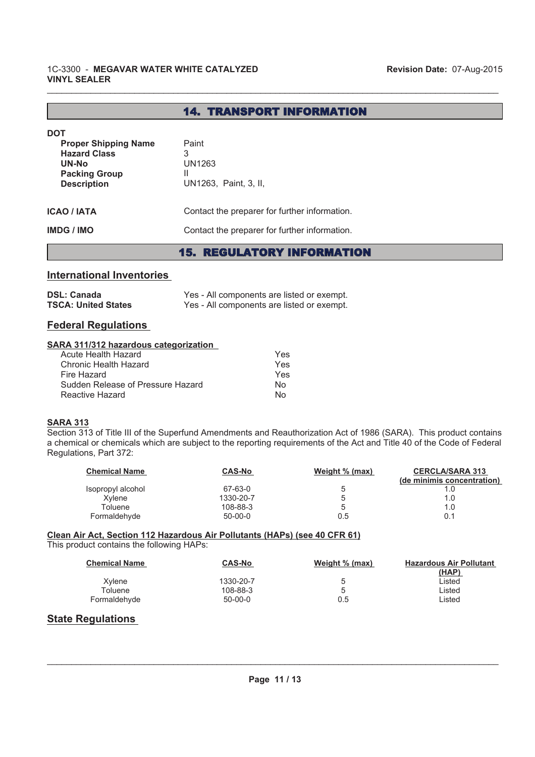## 14. TRANSPORT INFORMATION

**DOT**

| | |
|---|---|
| **Proper Shipping Name** | Paint |
| **Hazard Class** | 3 |
| **UN-No** | UN1263 |
| **Packing Group** | II |
| **Description** | UN1263, Paint, 3, II, |

| | |
|---|---|
| **ICAO / IATA** | Contact the preparer for further information. |
| **IMDG / IMO** | Contact the preparer for further information. |

## 15. REGULATORY INFORMATION

### International Inventories

| | |
|---|---|
| **DSL: Canada** | Yes - All components are listed or exempt. |
| **TSCA: United States** | Yes - All components are listed or exempt. |

### Federal Regulations

**SARA 311/312 hazardous categorization**

| | |
|---|---|
| Acute Health Hazard | Yes |
| Chronic Health Hazard | Yes |
| Fire Hazard | Yes |
| Sudden Release of Pressure Hazard | No |
| Reactive Hazard | No |

**SARA 313**

Section 313 of Title III of the Superfund Amendments and Reauthorization Act of 1986 (SARA). This product contains a chemical or chemicals which are subject to the reporting requirements of the Act and Title 40 of the Code of Federal Regulations, Part 372:

| Chemical Name | CAS-No | Weight % (max) | CERCLA/SARA 313 (de minimis concentration) |
|---|---|---|---|
| Isopropyl alcohol | 67-63-0 | 5 | 1.0 |
| Xylene | 1330-20-7 | 5 | 1.0 |
| Toluene | 108-88-3 | 5 | 1.0 |
| Formaldehyde | 50-00-0 | 0.5 | 0.1 |

**Clean Air Act, Section 112 Hazardous Air Pollutants (HAPs) (see 40 CFR 61)**

This product contains the following HAPs:

| Chemical Name | CAS-No | Weight % (max) | Hazardous Air Pollutant (HAP) |
|---|---|---|---|
| Xylene | 1330-20-7 | 5 | Listed |
| Toluene | 108-88-3 | 5 | Listed |
| Formaldehyde | 50-00-0 | 0.5 | Listed |

### State Regulations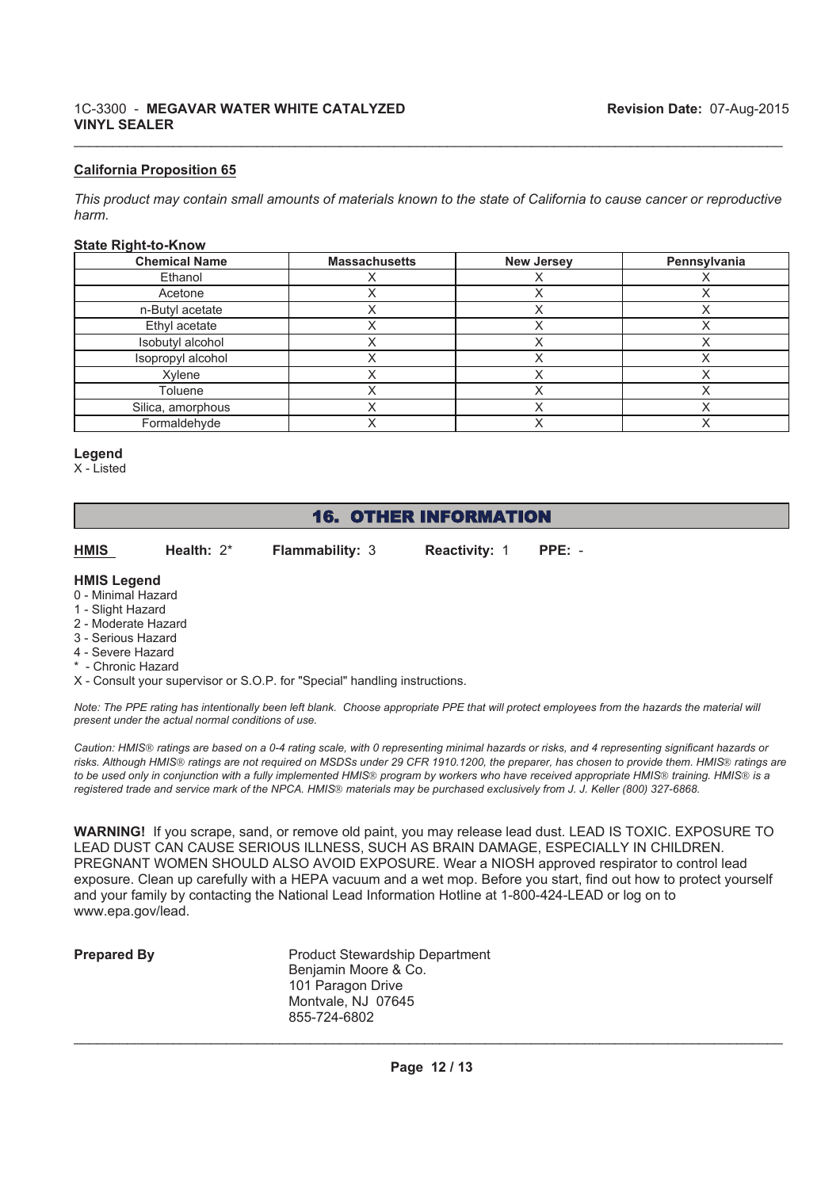## California Proposition 65

*This product may contain small amounts of materials known to the state of California to cause cancer or reproductive harm.*

### State Right-to-Know

| Chemical Name | Massachusetts | New Jersey | Pennsylvania |
|---|---|---|---|
| Ethanol | X | X | X |
| Acetone | X | X | X |
| n-Butyl acetate | X | X | X |
| Ethyl acetate | X | X | X |
| Isobutyl alcohol | X | X | X |
| Isopropyl alcohol | X | X | X |
| Xylene | X | X | X |
| Toluene | X | X | X |
| Silica, amorphous | X | X | X |
| Formaldehyde | X | X | X |

**Legend**
X - Listed

## 16. OTHER INFORMATION

**HMIS** **Health:** 2* **Flammability:** 3 **Reactivity:** 1 **PPE:** -

**HMIS Legend**
0 - Minimal Hazard
1 - Slight Hazard
2 - Moderate Hazard
3 - Serious Hazard
4 - Severe Hazard
* - Chronic Hazard
X - Consult your supervisor or S.O.P. for "Special" handling instructions.

*Note: The PPE rating has intentionally been left blank. Choose appropriate PPE that will protect employees from the hazards the material will present under the actual normal conditions of use.*

*Caution: HMIS® ratings are based on a 0-4 rating scale, with 0 representing minimal hazards or risks, and 4 representing significant hazards or risks. Although HMIS® ratings are not required on MSDSs under 29 CFR 1910.1200, the preparer, has chosen to provide them. HMIS® ratings are to be used only in conjunction with a fully implemented HMIS® program by workers who have received appropriate HMIS® training. HMIS® is a registered trade and service mark of the NPCA. HMIS® materials may be purchased exclusively from J. J. Keller (800) 327-6868.*

**WARNING!** If you scrape, sand, or remove old paint, you may release lead dust. LEAD IS TOXIC. EXPOSURE TO LEAD DUST CAN CAUSE SERIOUS ILLNESS, SUCH AS BRAIN DAMAGE, ESPECIALLY IN CHILDREN. PREGNANT WOMEN SHOULD ALSO AVOID EXPOSURE. Wear a NIOSH approved respirator to control lead exposure. Clean up carefully with a HEPA vacuum and a wet mop. Before you start, find out how to protect yourself and your family by contacting the National Lead Information Hotline at 1-800-424-LEAD or log on to www.epa.gov/lead.

**Prepared By**
Product Stewardship Department
Benjamin Moore & Co.
101 Paragon Drive
Montvale, NJ 07645
855-724-6802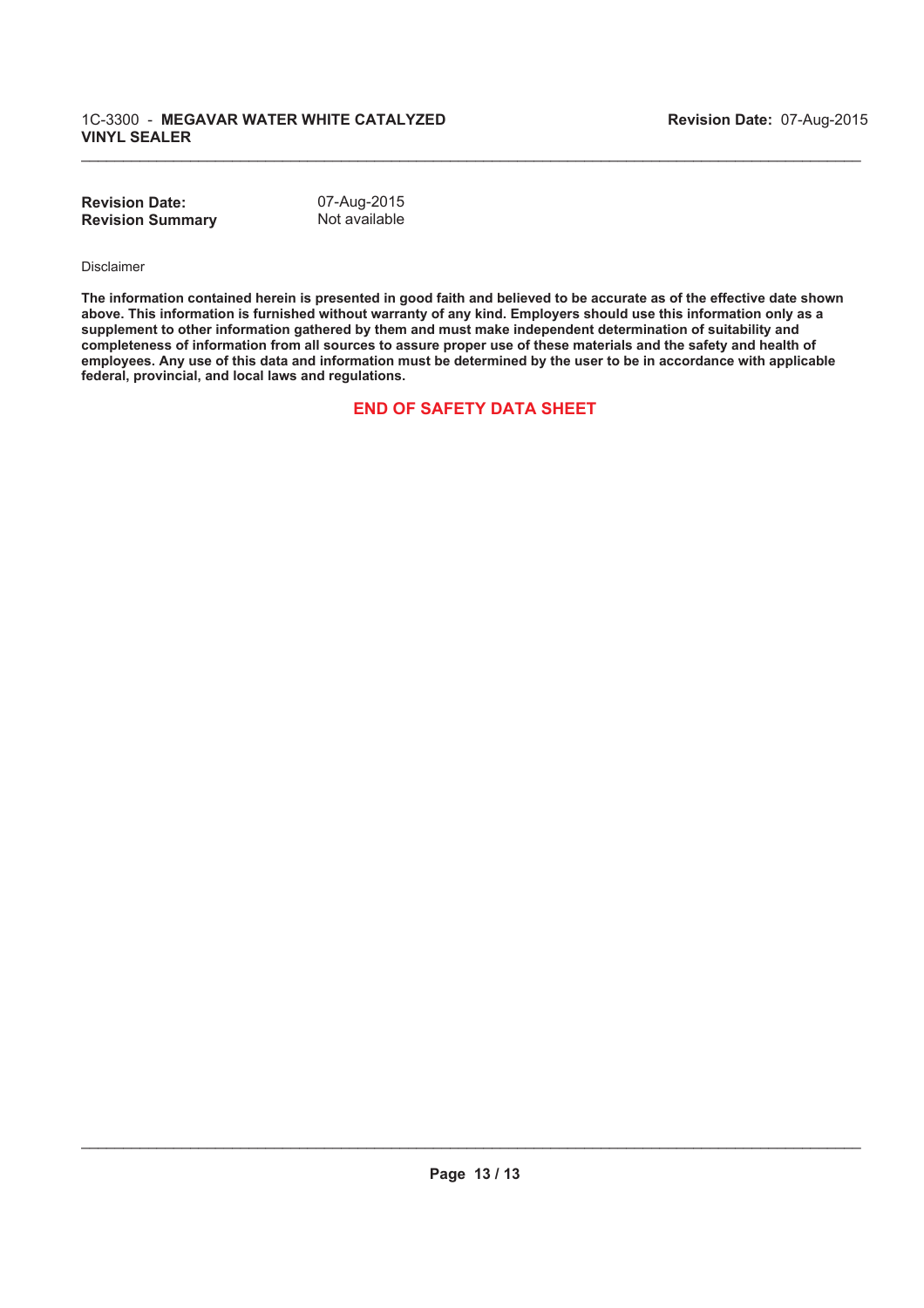| | |
|---|---|
| **Revision Date:** | 07-Aug-2015 |
| **Revision Summary** | Not available |

Disclaimer

**The information contained herein is presented in good faith and believed to be accurate as of the effective date shown above. This information is furnished without warranty of any kind. Employers should use this information only as a supplement to other information gathered by them and must make independent determination of suitability and completeness of information from all sources to assure proper use of these materials and the safety and health of employees. Any use of this data and information must be determined by the user to be in accordance with applicable federal, provincial, and local laws and regulations.**

**END OF SAFETY DATA SHEET**